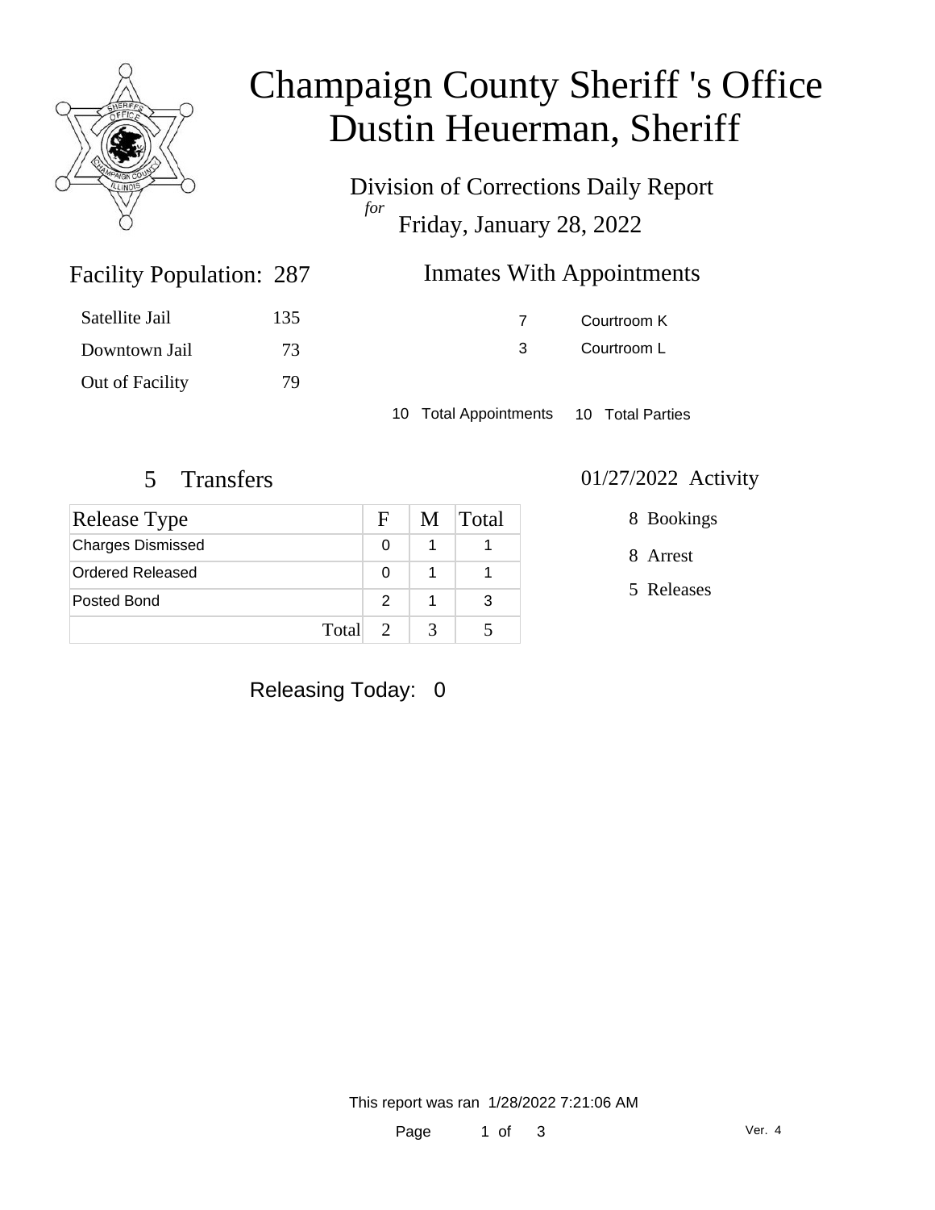# Champaign County Sheriff 's Office
# Dustin Heuerman, Sheriff

Division of Corrections Daily Report
*for*
Friday, January 28, 2022

## Facility Population: 287

| | |
|---|---|
| Satellite Jail | 135 |
| Downtown Jail | 73 |
| Out of Facility | 79 |

## Inmates With Appointments

| | |
|---|---|
| 7 | Courtroom K |
| 3 | Courtroom L |

10 Total Appointments 10 Total Parties

## 5 Transfers

| Release Type | F | M | Total |
|---|---|---|---|
| Charges Dismissed | 0 | 1 | 1 |
| Ordered Released | 0 | 1 | 1 |
| Posted Bond | 2 | 1 | 3 |
| Total | 2 | 3 | 5 |

## 01/27/2022 Activity

8 Bookings

8 Arrest

5 Releases

Releasing Today: 0

This report was ran 1/28/2022 7:21:06 AM

Ver. 4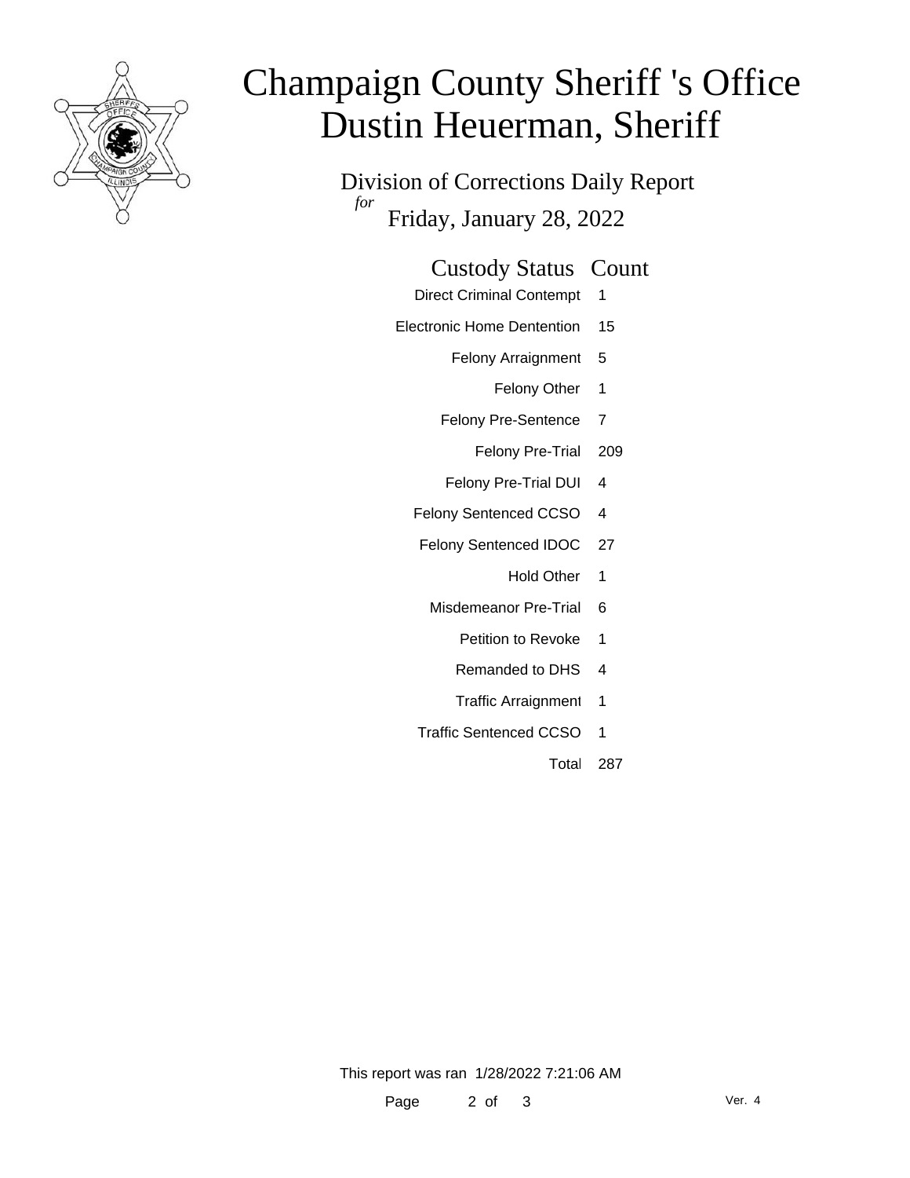# Champaign County Sheriff 's Office
# Dustin Heuerman, Sheriff

## Division of Corrections Daily Report
*for* Friday, January 28, 2022

| Custody Status | Count |
|---|---|
| Direct Criminal Contempt | 1 |
| Electronic Home Dentention | 15 |
| Felony Arraignment | 5 |
| Felony Other | 1 |
| Felony Pre-Sentence | 7 |
| Felony Pre-Trial | 209 |
| Felony Pre-Trial DUI | 4 |
| Felony Sentenced CCSO | 4 |
| Felony Sentenced IDOC | 27 |
| Hold Other | 1 |
| Misdemeanor Pre-Trial | 6 |
| Petition to Revoke | 1 |
| Remanded to DHS | 4 |
| Traffic Arraignment | 1 |
| Traffic Sentenced CCSO | 1 |
| Total | 287 |

This report was ran 1/28/2022 7:21:06 AM

Ver. 4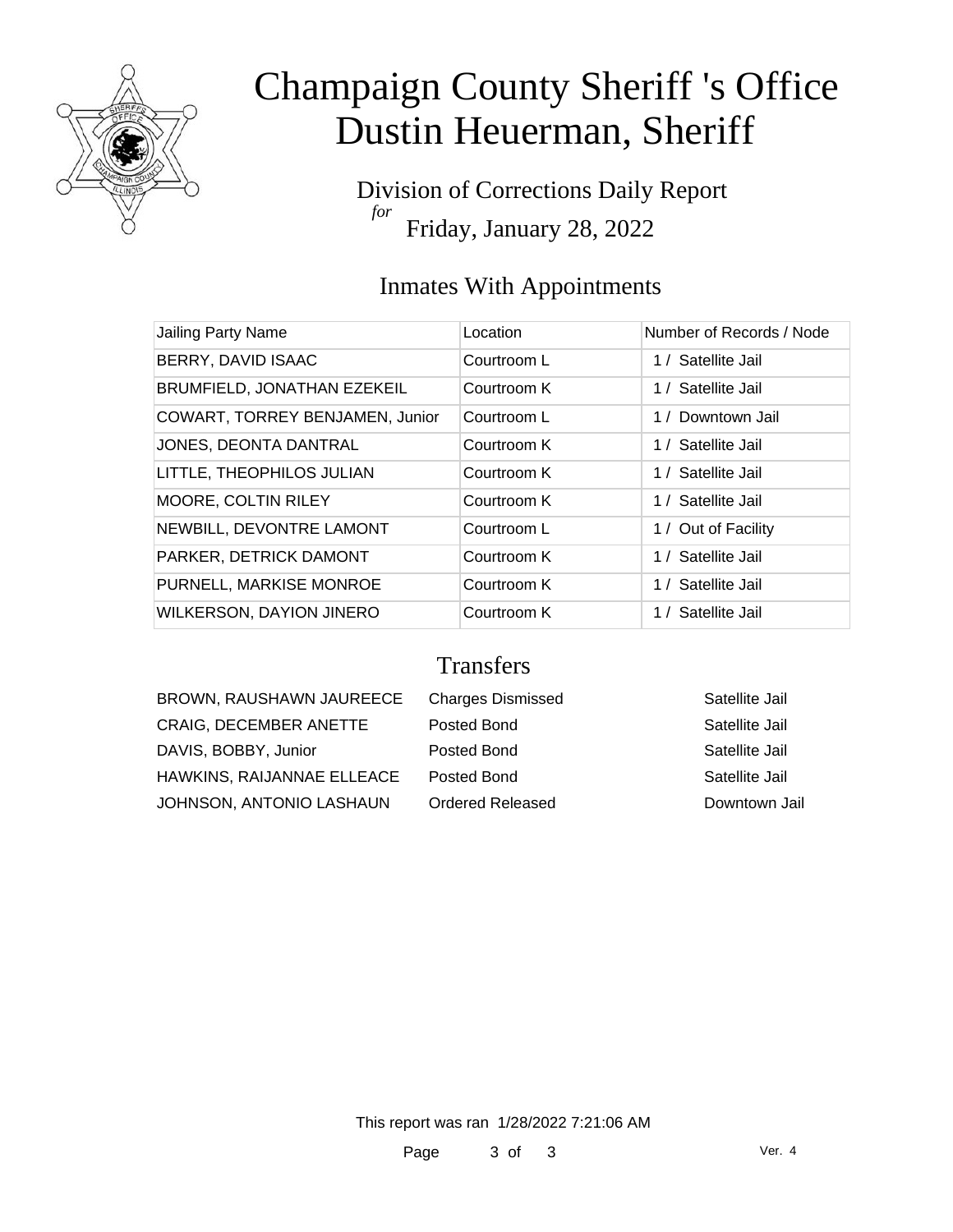# Champaign County Sheriff 's Office
# Dustin Heuerman, Sheriff

Division of Corrections Daily Report
*for*
Friday, January 28, 2022

## Inmates With Appointments

| Jailing Party Name | Location | Number of Records / Node |
|---|---|---|
| BERRY, DAVID ISAAC | Courtroom L | 1 / Satellite Jail |
| BRUMFIELD, JONATHAN EZEKEIL | Courtroom K | 1 / Satellite Jail |
| COWART, TORREY BENJAMEN, Junior | Courtroom L | 1 / Downtown Jail |
| JONES, DEONTA DANTRAL | Courtroom K | 1 / Satellite Jail |
| LITTLE, THEOPHILOS JULIAN | Courtroom K | 1 / Satellite Jail |
| MOORE, COLTIN RILEY | Courtroom K | 1 / Satellite Jail |
| NEWBILL, DEVONTRE LAMONT | Courtroom L | 1 / Out of Facility |
| PARKER, DETRICK DAMONT | Courtroom K | 1 / Satellite Jail |
| PURNELL, MARKISE MONROE | Courtroom K | 1 / Satellite Jail |
| WILKERSON, DAYION JINERO | Courtroom K | 1 / Satellite Jail |

## Transfers

| | | |
|---|---|---|
| BROWN, RAUSHAWN JAUREECE | Charges Dismissed | Satellite Jail |
| CRAIG, DECEMBER ANETTE | Posted Bond | Satellite Jail |
| DAVIS, BOBBY, Junior | Posted Bond | Satellite Jail |
| HAWKINS, RAIJANNAE ELLEACE | Posted Bond | Satellite Jail |
| JOHNSON, ANTONIO LASHAUN | Ordered Released | Downtown Jail |

This report was ran 1/28/2022 7:21:06 AM

Ver. 4